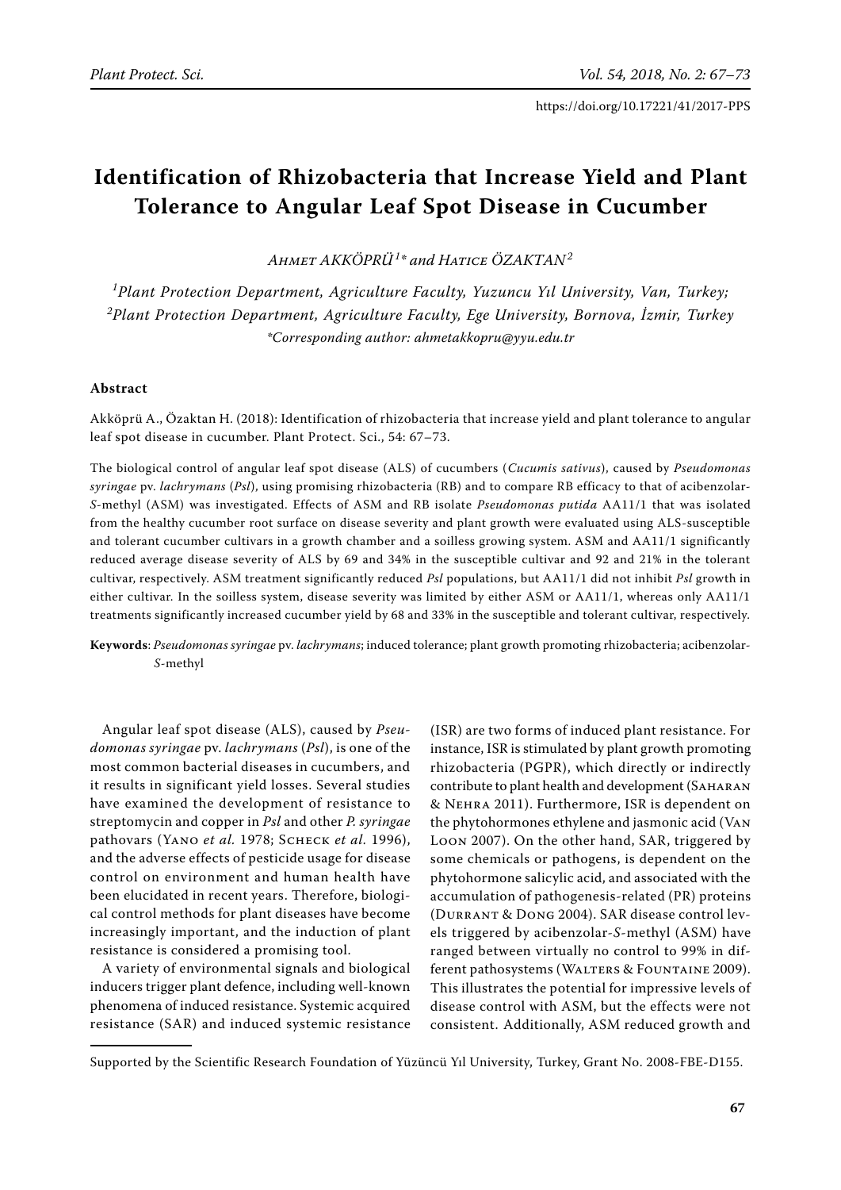https://doi.org/10.17221/41/2017-PPS

# Identification of Rhizobacteria that Increase Yield and Plant Tolerance to Angular Leaf Spot Disease in Cucumber

*Ahmet AKKÖPRÜ*[1]* *and Hatice ÖZAKTAN*[2]

[1]*Plant Protection Department, Agriculture Faculty, Yuzuncu Yıl University, Van, Turkey;*
[2]*Plant Protection Department, Agriculture Faculty, Ege University, Bornova, İzmir, Turkey*
*\*Corresponding author: ahmetakkopru@yyu.edu.tr*

## Abstract

Akköprü A., Özaktan H. (2018): Identification of rhizobacteria that increase yield and plant tolerance to angular leaf spot disease in cucumber. Plant Protect. Sci., 54: 67–73.

The biological control of angular leaf spot disease (ALS) of cucumbers (*Cucumis sativus*), caused by *Pseudomonas syringae* pv. *lachrymans* (*Psl*), using promising rhizobacteria (RB) and to compare RB efficacy to that of acibenzolar-*S*-methyl (ASM) was investigated. Effects of ASM and RB isolate *Pseudomonas putida* AA11/1 that was isolated from the healthy cucumber root surface on disease severity and plant growth were evaluated using ALS-susceptible and tolerant cucumber cultivars in a growth chamber and a soilless growing system. ASM and AA11/1 significantly reduced average disease severity of ALS by 69 and 34% in the susceptible cultivar and 92 and 21% in the tolerant cultivar, respectively. ASM treatment significantly reduced *Psl* populations, but AA11/1 did not inhibit *Psl* growth in either cultivar. In the soilless system, disease severity was limited by either ASM or AA11/1, whereas only AA11/1 treatments significantly increased cucumber yield by 68 and 33% in the susceptible and tolerant cultivar, respectively.

**Keywords**: *Pseudomonas syringae* pv. *lachrymans*; induced tolerance; plant growth promoting rhizobacteria; acibenzolar-*S*-methyl

Angular leaf spot disease (ALS), caused by *Pseudomonas syringae* pv. *lachrymans* (*Psl*), is one of the most common bacterial diseases in cucumbers, and it results in significant yield losses. Several studies have examined the development of resistance to streptomycin and copper in *Psl* and other *P. syringae* pathovars (Yano *et al.* 1978; Scheck *et al.* 1996), and the adverse effects of pesticide usage for disease control on environment and human health have been elucidated in recent years. Therefore, biological control methods for plant diseases have become increasingly important, and the induction of plant resistance is considered a promising tool.

A variety of environmental signals and biological inducers trigger plant defence, including well-known phenomena of induced resistance. Systemic acquired resistance (SAR) and induced systemic resistance (ISR) are two forms of induced plant resistance. For instance, ISR is stimulated by plant growth promoting rhizobacteria (PGPR), which directly or indirectly contribute to plant health and development (Saharan & Nehra 2011). Furthermore, ISR is dependent on the phytohormones ethylene and jasmonic acid (Van Loon 2007). On the other hand, SAR, triggered by some chemicals or pathogens, is dependent on the phytohormone salicylic acid, and associated with the accumulation of pathogenesis-related (PR) proteins (Durrant & Dong 2004). SAR disease control levels triggered by acibenzolar-*S*-methyl (ASM) have ranged between virtually no control to 99% in different pathosystems (Walters & Fountaine 2009). This illustrates the potential for impressive levels of disease control with ASM, but the effects were not consistent. Additionally, ASM reduced growth and

Supported by the Scientific Research Foundation of Yüzüncü Yıl University, Turkey, Grant No. 2008-FBE-D155.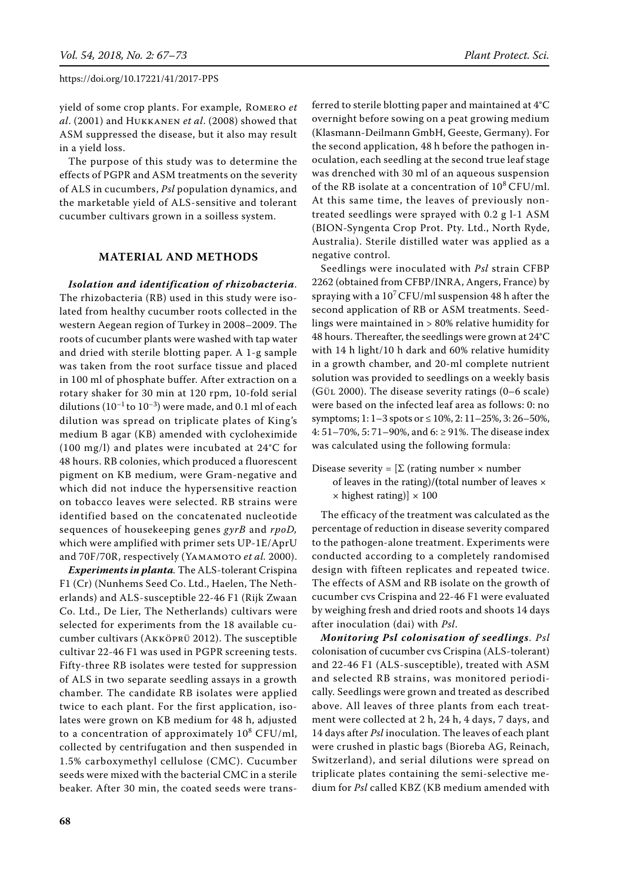yield of some crop plants. For example, Romero *et al*. (2001) and Hukkanen *et al*. (2008) showed that ASM suppressed the disease, but it also may result in a yield loss.

The purpose of this study was to determine the effects of PGPR and ASM treatments on the severity of ALS in cucumbers, *Psl* population dynamics, and the marketable yield of ALS-sensitive and tolerant cucumber cultivars grown in a soilless system.

## MATERIAL AND METHODS

***Isolation and identification of rhizobacteria***. The rhizobacteria (RB) used in this study were isolated from healthy cucumber roots collected in the western Aegean region of Turkey in 2008–2009. The roots of cucumber plants were washed with tap water and dried with sterile blotting paper. A 1-g sample was taken from the root surface tissue and placed in 100 ml of phosphate buffer. After extraction on a rotary shaker for 30 min at 120 rpm, 10-fold serial dilutions ($10^{-1}$ to $10^{-3}$) were made, and 0.1 ml of each dilution was spread on triplicate plates of King's medium B agar (KB) amended with cycloheximide (100 mg/l) and plates were incubated at 24°C for 48 hours. RB colonies, which produced a fluorescent pigment on KB medium, were Gram-negative and which did not induce the hypersensitive reaction on tobacco leaves were selected. RB strains were identified based on the concatenated nucleotide sequences of housekeeping genes *gyrB* and *rpoD,* which were amplified with primer sets UP-1E/AprU and 70F/70R, respectively (Yamamoto *et al.* 2000).

***Experiments in planta.*** The ALS-tolerant Crispina F1 (Cr) (Nunhems Seed Co. Ltd., Haelen, The Netherlands) and ALS-susceptible 22-46 F1 (Rijk Zwaan Co. Ltd., De Lier, The Netherlands) cultivars were selected for experiments from the 18 available cucumber cultivars (Akköprü 2012). The susceptible cultivar 22-46 F1 was used in PGPR screening tests. Fifty-three RB isolates were tested for suppression of ALS in two separate seedling assays in a growth chamber. The candidate RB isolates were applied twice to each plant. For the first application, isolates were grown on KB medium for 48 h, adjusted to a concentration of approximately $10^8$ CFU/ml, collected by centrifugation and then suspended in 1.5% carboxymethyl cellulose (CMC). Cucumber seeds were mixed with the bacterial CMC in a sterile beaker. After 30 min, the coated seeds were transferred to sterile blotting paper and maintained at 4°C overnight before sowing on a peat growing medium (Klasmann-Deilmann GmbH, Geeste, Germany). For the second application, 48 h before the pathogen inoculation, each seedling at the second true leaf stage was drenched with 30 ml of an aqueous suspension of the RB isolate at a concentration of $10^8$ CFU/ml. At this same time, the leaves of previously non-treated seedlings were sprayed with 0.2 g l-1 ASM (BION-Syngenta Crop Prot. Pty. Ltd., North Ryde, Australia). Sterile distilled water was applied as a negative control.

Seedlings were inoculated with *Psl* strain CFBP 2262 (obtained from CFBP/INRA, Angers, France) by spraying with a $10^7$ CFU/ml suspension 48 h after the second application of RB or ASM treatments. Seedlings were maintained in > 80% relative humidity for 48 hours. Thereafter, the seedlings were grown at 24°C with 14 h light/10 h dark and 60% relative humidity in a growth chamber, and 20-ml complete nutrient solution was provided to seedlings on a weekly basis (Gül 2000). The disease severity ratings (0–6 scale) were based on the infected leaf area as follows: 0: no symptoms; 1: 1–3 spots or ≤ 10%, 2: 11–25%, 3: 26–50%, 4: 51–70%, 5: 71–90%, and 6: ≥ 91%. The disease index was calculated using the following formula:

$$\text{Disease severity} = [\Sigma\ (\text{rating number} \times \text{number of leaves in the rating})/(\text{total number of leaves} \times \text{highest rating})] \times 100$$

The efficacy of the treatment was calculated as the percentage of reduction in disease severity compared to the pathogen-alone treatment. Experiments were conducted according to a completely randomised design with fifteen replicates and repeated twice. The effects of ASM and RB isolate on the growth of cucumber cvs Crispina and 22-46 F1 were evaluated by weighing fresh and dried roots and shoots 14 days after inoculation (dai) with *Psl*.

***Monitoring Psl colonisation of seedlings***. *Psl* colonisation of cucumber cvs Crispina (ALS-tolerant) and 22-46 F1 (ALS-susceptible), treated with ASM and selected RB strains, was monitored periodically. Seedlings were grown and treated as described above. All leaves of three plants from each treatment were collected at 2 h, 24 h, 4 days, 7 days, and 14 days after *Psl* inoculation. The leaves of each plant were crushed in plastic bags (Bioreba AG, Reinach, Switzerland), and serial dilutions were spread on triplicate plates containing the semi-selective medium for *Psl* called KBZ (KB medium amended with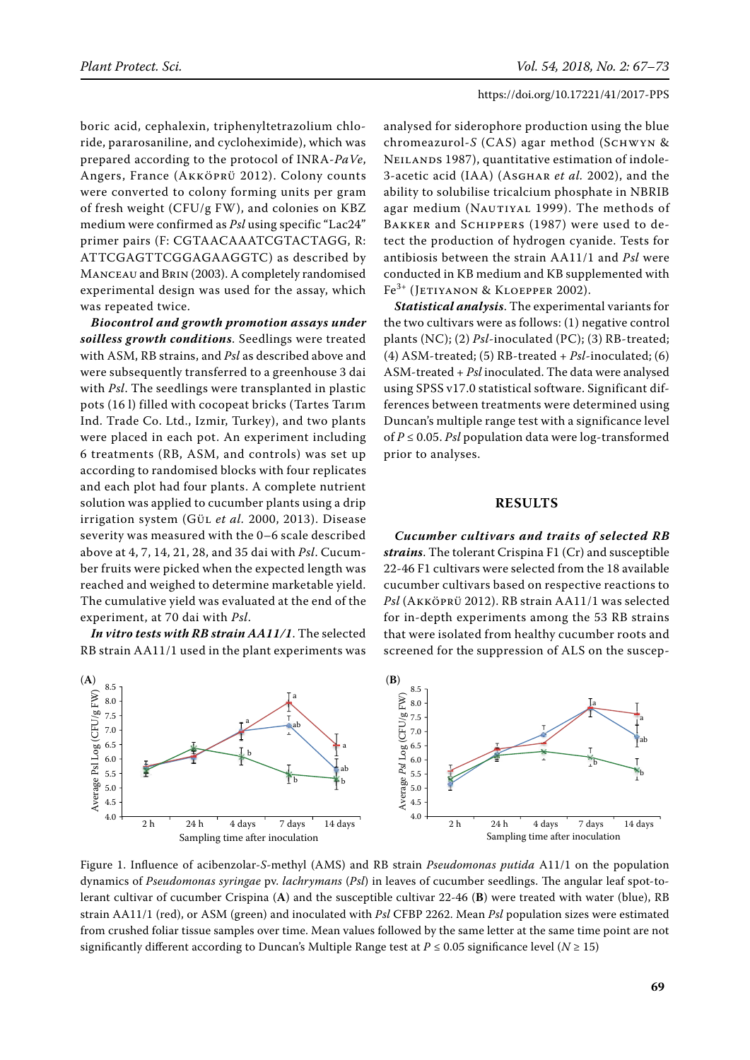boric acid, cephalexin, triphenyltetrazolium chloride, pararosaniline, and cycloheximide), which was prepared according to the protocol of INRA-*PaVe*, Angers, France (Akköprü 2012). Colony counts were converted to colony forming units per gram of fresh weight (CFU/g FW), and colonies on KBZ medium were confirmed as *Psl* using specific "Lac24" primer pairs (F: CGTAACAAATCGTACTAGG, R: ATTCGAGTTCGGAGAAGGTC) as described by Manceau and Brin (2003). A completely randomised experimental design was used for the assay, which was repeated twice.

***Biocontrol and growth promotion assays under soilless growth conditions***. Seedlings were treated with ASM, RB strains, and *Psl* as described above and were subsequently transferred to a greenhouse 3 dai with *Psl*. The seedlings were transplanted in plastic pots (16 l) filled with cocopeat bricks (Tartes Tarım Ind. Trade Co. Ltd., Izmir, Turkey), and two plants were placed in each pot. An experiment including 6 treatments (RB, ASM, and controls) was set up according to randomised blocks with four replicates and each plot had four plants. A complete nutrient solution was applied to cucumber plants using a drip irrigation system (Gül *et al.* 2000, 2013). Disease severity was measured with the 0–6 scale described above at 4, 7, 14, 21, 28, and 35 dai with *Psl*. Cucumber fruits were picked when the expected length was reached and weighed to determine marketable yield. The cumulative yield was evaluated at the end of the experiment, at 70 dai with *Psl*.

***In vitro tests with RB strain AA11/1***. The selected RB strain AA11/1 used in the plant experiments was analysed for siderophore production using the blue chromeazurol-*S* (CAS) agar method (Schwyn & Neilands 1987), quantitative estimation of indole-3-acetic acid (IAA) (Asghar *et al.* 2002), and the ability to solubilise tricalcium phosphate in NBRIB agar medium (Nautiyal 1999). The methods of Bakker and Schippers (1987) were used to detect the production of hydrogen cyanide. Tests for antibiosis between the strain AA11/1 and *Psl* were conducted in KB medium and KB supplemented with $Fe^{3+}$ (Jetiyanon & Kloepper 2002).

***Statistical analysis***. The experimental variants for the two cultivars were as follows: (1) negative control plants (NC); (2) *Psl*-inoculated (PC); (3) RB-treated; (4) ASM-treated; (5) RB-treated + *Psl*-inoculated; (6) ASM-treated + *Psl* inoculated. The data were analysed using SPSS v17.0 statistical software. Significant differences between treatments were determined using Duncan's multiple range test with a significance level of $P \leq 0.05$. *Psl* population data were log-transformed prior to analyses.

## RESULTS

***Cucumber cultivars and traits of selected RB strains***. The tolerant Crispina F1 (Cr) and susceptible 22-46 F1 cultivars were selected from the 18 available cucumber cultivars based on respective reactions to *Psl* (Akköprü 2012). RB strain AA11/1 was selected for in-depth experiments among the 53 RB strains that were isolated from healthy cucumber roots and screened for the suppression of ALS on the suscep-

Figure 1. Influence of acibenzolar-*S*-methyl (AMS) and RB strain *Pseudomonas putida* A11/1 on the population dynamics of *Pseudomonas syringae* pv. *lachrymans* (*Psl*) in leaves of cucumber seedlings. The angular leaf spot-tolerant cultivar of cucumber Crispina (**A**) and the susceptible cultivar 22-46 (**B**) were treated with water (blue), RB strain AA11/1 (red), or ASM (green) and inoculated with *Psl* CFBP 2262. Mean *Psl* population sizes were estimated from crushed foliar tissue samples over time. Mean values followed by the same letter at the same time point are not significantly different according to Duncan's Multiple Range test at $P \leq 0.05$ significance level ($N \geq 15$)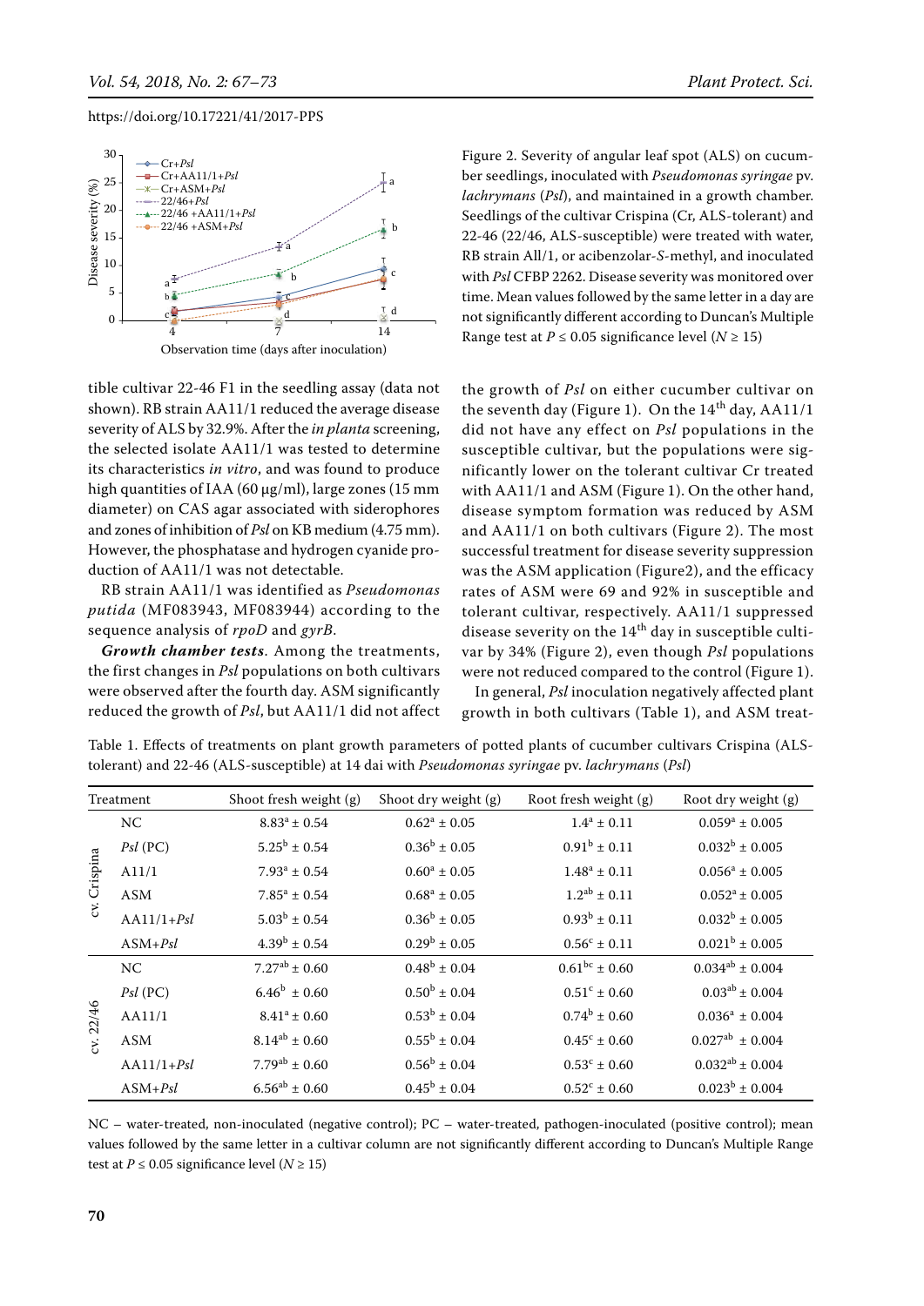Figure 2. Severity of angular leaf spot (ALS) on cucumber seedlings, inoculated with *Pseudomonas syringae* pv. *lachrymans* (*Psl*), and maintained in a growth chamber. Seedlings of the cultivar Crispina (Cr, ALS-tolerant) and 22-46 (22/46, ALS-susceptible) were treated with water, RB strain All/1, or acibenzolar-*S*-methyl, and inoculated with *Psl* CFBP 2262. Disease severity was monitored over time. Mean values followed by the same letter in a day are not significantly different according to Duncan's Multiple Range test at $P \leq 0.05$ significance level ($N \geq 15$)

tible cultivar 22-46 F1 in the seedling assay (data not shown). RB strain AA11/1 reduced the average disease severity of ALS by 32.9%. After the *in planta* screening, the selected isolate AA11/1 was tested to determine its characteristics *in vitro*, and was found to produce high quantities of IAA (60 µg/ml), large zones (15 mm diameter) on CAS agar associated with siderophores and zones of inhibition of *Psl* on KB medium (4.75 mm). However, the phosphatase and hydrogen cyanide production of AA11/1 was not detectable.

RB strain AA11/1 was identified as *Pseudomonas putida* (MF083943, MF083944) according to the sequence analysis of *rpoD* and *gyrB*.

***Growth chamber tests***. Among the treatments, the first changes in *Psl* populations on both cultivars were observed after the fourth day. ASM significantly reduced the growth of *Psl*, but AA11/1 did not affect the growth of *Psl* on either cucumber cultivar on the seventh day (Figure 1). On the 14[th] day, AA11/1 did not have any effect on *Psl* populations in the susceptible cultivar, but the populations were significantly lower on the tolerant cultivar Cr treated with AA11/1 and ASM (Figure 1). On the other hand, disease symptom formation was reduced by ASM and AA11/1 on both cultivars (Figure 2). The most successful treatment for disease severity suppression was the ASM application (Figure2), and the efficacy rates of ASM were 69 and 92% in susceptible and tolerant cultivar, respectively. AA11/1 suppressed disease severity on the 14[th] day in susceptible cultivar by 34% (Figure 2), even though *Psl* populations were not reduced compared to the control (Figure 1).

In general, *Psl* inoculation negatively affected plant growth in both cultivars (Table 1), and ASM treat-

Table 1. Effects of treatments on plant growth parameters of potted plants of cucumber cultivars Crispina (ALS-tolerant) and 22-46 (ALS-susceptible) at 14 dai with *Pseudomonas syringae* pv. *lachrymans* (*Psl*)

| Treatment | | Shoot fresh weight (g) | Shoot dry weight (g) | Root fresh weight (g) | Root dry weight (g) |
|---|---|---|---|---|---|
| cv. Crispina | NC | $8.83^{a} \pm 0.54$ | $0.62^{a} \pm 0.05$ | $1.4^{a} \pm 0.11$ | $0.059^{a} \pm 0.005$ |
| | *Psl* (PC) | $5.25^{b} \pm 0.54$ | $0.36^{b} \pm 0.05$ | $0.91^{b} \pm 0.11$ | $0.032^{b} \pm 0.005$ |
| | A11/1 | $7.93^{a} \pm 0.54$ | $0.60^{a} \pm 0.05$ | $1.48^{a} \pm 0.11$ | $0.056^{a} \pm 0.005$ |
| | ASM | $7.85^{a} \pm 0.54$ | $0.68^{a} \pm 0.05$ | $1.2^{ab} \pm 0.11$ | $0.052^{a} \pm 0.005$ |
| | AA11/1+*Psl* | $5.03^{b} \pm 0.54$ | $0.36^{b} \pm 0.05$ | $0.93^{b} \pm 0.11$ | $0.032^{b} \pm 0.005$ |
| | ASM+*Psl* | $4.39^{b} \pm 0.54$ | $0.29^{b} \pm 0.05$ | $0.56^{c} \pm 0.11$ | $0.021^{b} \pm 0.005$ |
| cv. 22/46 | NC | $7.27^{ab} \pm 0.60$ | $0.48^{b} \pm 0.04$ | $0.61^{bc} \pm 0.60$ | $0.034^{ab} \pm 0.004$ |
| | *Psl* (PC) | $6.46^{b} \pm 0.60$ | $0.50^{b} \pm 0.04$ | $0.51^{c} \pm 0.60$ | $0.03^{ab} \pm 0.004$ |
| | AA11/1 | $8.41^{a} \pm 0.60$ | $0.53^{b} \pm 0.04$ | $0.74^{b} \pm 0.60$ | $0.036^{a} \pm 0.004$ |
| | ASM | $8.14^{ab} \pm 0.60$ | $0.55^{b} \pm 0.04$ | $0.45^{c} \pm 0.60$ | $0.027^{ab} \pm 0.004$ |
| | AA11/1+*Psl* | $7.79^{ab} \pm 0.60$ | $0.56^{b} \pm 0.04$ | $0.53^{c} \pm 0.60$ | $0.032^{ab} \pm 0.004$ |
| | ASM+*Psl* | $6.56^{ab} \pm 0.60$ | $0.45^{b} \pm 0.04$ | $0.52^{c} \pm 0.60$ | $0.023^{b} \pm 0.004$ |

NC – water-treated, non-inoculated (negative control); PC – water-treated, pathogen-inoculated (positive control); mean values followed by the same letter in a cultivar column are not significantly different according to Duncan's Multiple Range test at $P \leq 0.05$ significance level ($N \geq 15$)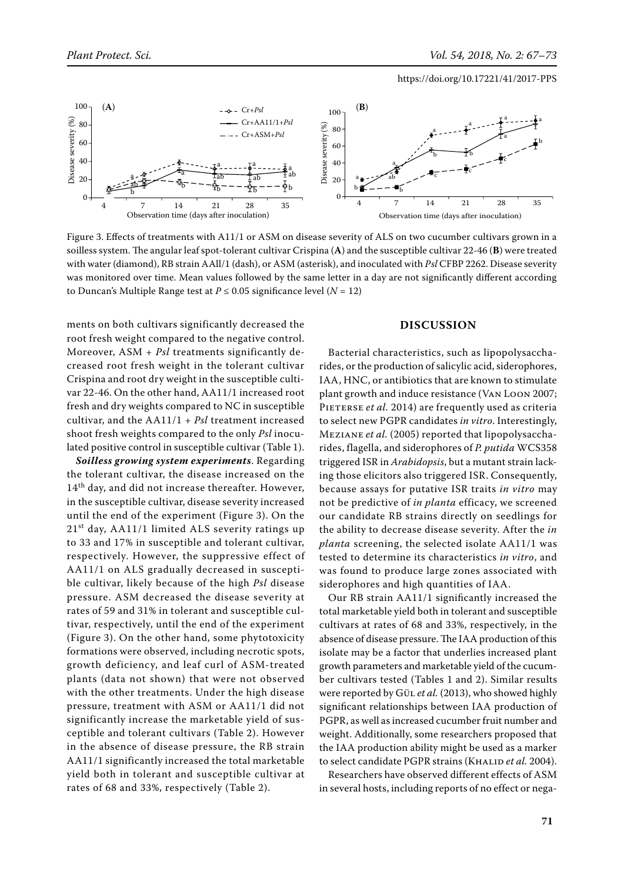Figure 3. Effects of treatments with A11/1 or ASM on disease severity of ALS on two cucumber cultivars grown in a soilless system. The angular leaf spot-tolerant cultivar Crispina (**A**) and the susceptible cultivar 22-46 (**B**) were treated with water (diamond), RB strain AAll/1 (dash), or ASM (asterisk), and inoculated with *Psl* CFBP 2262. Disease severity was monitored over time. Mean values followed by the same letter in a day are not significantly different according to Duncan's Multiple Range test at $P \leq 0.05$ significance level ($N = 12$)

ments on both cultivars significantly decreased the root fresh weight compared to the negative control. Moreover, ASM + *Psl* treatments significantly decreased root fresh weight in the tolerant cultivar Crispina and root dry weight in the susceptible cultivar 22-46. On the other hand, AA11/1 increased root fresh and dry weights compared to NC in susceptible cultivar, and the AA11/1 + *Psl* treatment increased shoot fresh weights compared to the only *Psl* inoculated positive control in susceptible cultivar (Table 1).

***Soilless growing system experiments***. Regarding the tolerant cultivar, the disease increased on the 14th day, and did not increase thereafter. However, in the susceptible cultivar, disease severity increased until the end of the experiment (Figure 3). On the 21st day, AA11/1 limited ALS severity ratings up to 33 and 17% in susceptible and tolerant cultivar, respectively. However, the suppressive effect of AA11/1 on ALS gradually decreased in susceptible cultivar, likely because of the high *Psl* disease pressure. ASM decreased the disease severity at rates of 59 and 31% in tolerant and susceptible cultivar, respectively, until the end of the experiment (Figure 3). On the other hand, some phytotoxicity formations were observed, including necrotic spots, growth deficiency, and leaf curl of ASM-treated plants (data not shown) that were not observed with the other treatments. Under the high disease pressure, treatment with ASM or AA11/1 did not significantly increase the marketable yield of susceptible and tolerant cultivars (Table 2). However in the absence of disease pressure, the RB strain AA11/1 significantly increased the total marketable yield both in tolerant and susceptible cultivar at rates of 68 and 33%, respectively (Table 2).

## DISCUSSION

Bacterial characteristics, such as lipopolysaccharides, or the production of salicylic acid, siderophores, IAA, HNC, or antibiotics that are known to stimulate plant growth and induce resistance (Van Loon 2007; Pieterse *et al.* 2014) are frequently used as criteria to select new PGPR candidates *in vitro*. Interestingly, Meziane *et al.* (2005) reported that lipopolysaccharides, flagella, and siderophores of *P. putida* WCS358 triggered ISR in *Arabidopsis*, but a mutant strain lacking those elicitors also triggered ISR. Consequently, because assays for putative ISR traits *in vitro* may not be predictive of *in planta* efficacy, we screened our candidate RB strains directly on seedlings for the ability to decrease disease severity. After the *in planta* screening, the selected isolate AA11/1 was tested to determine its characteristics *in vitro*, and was found to produce large zones associated with siderophores and high quantities of IAA.

Our RB strain AA11/1 significantly increased the total marketable yield both in tolerant and susceptible cultivars at rates of 68 and 33%, respectively, in the absence of disease pressure. The IAA production of this isolate may be a factor that underlies increased plant growth parameters and marketable yield of the cucumber cultivars tested (Tables 1 and 2). Similar results were reported by Gül *et al.* (2013), who showed highly significant relationships between IAA production of PGPR, as well as increased cucumber fruit number and weight. Additionally, some researchers proposed that the IAA production ability might be used as a marker to select candidate PGPR strains (Khalid *et al.* 2004).

Researchers have observed different effects of ASM in several hosts, including reports of no effect or nega-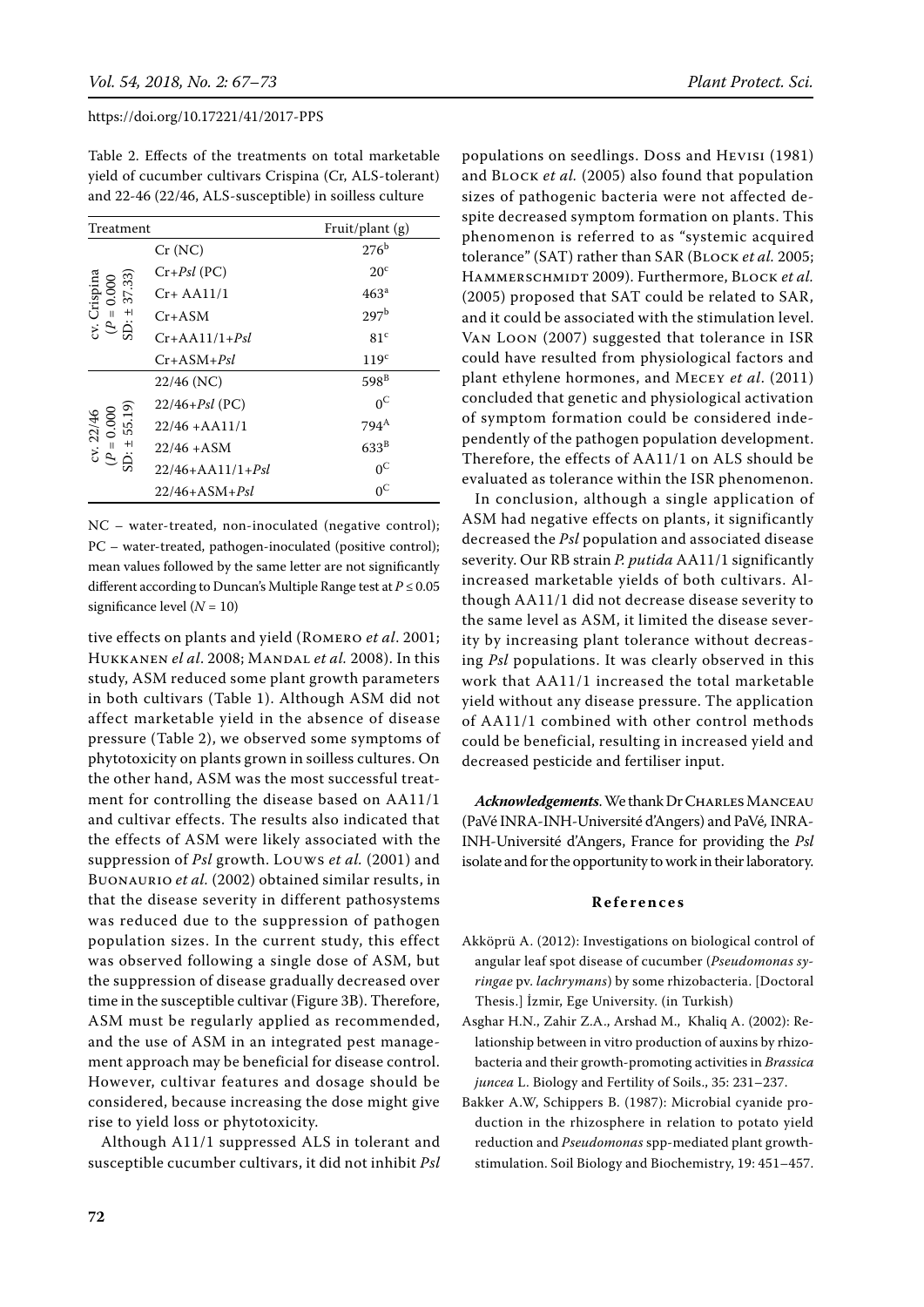Table 2. Effects of the treatments on total marketable yield of cucumber cultivars Crispina (Cr, ALS-tolerant) and 22-46 (22/46, ALS-susceptible) in soilless culture

| Treatment | | Fruit/plant (g) |
|---|---|---|
| cv. Crispina ($P$ = 0.000 SD: ± 37.33) | Cr (NC) | $276^{b}$ |
| | Cr+*Psl* (PC) | $20^{c}$ |
| | Cr+ AA11/1 | $463^{a}$ |
| | Cr+ASM | $297^{b}$ |
| | Cr+AA11/1+*Psl* | $81^{c}$ |
| | Cr+ASM+*Psl* | $119^{c}$ |
| cv. 22/46 ($P$ = 0.000 SD: ± 55.19) | 22/46 (NC) | $598^{B}$ |
| | 22/46+*Psl* (PC) | $0^{C}$ |
| | 22/46 +AA11/1 | $794^{A}$ |
| | 22/46 +ASM | $633^{B}$ |
| | 22/46+AA11/1+*Psl* | $0^{C}$ |
| | 22/46+ASM+*Psl* | $0^{C}$ |

NC – water-treated, non-inoculated (negative control); PC – water-treated, pathogen-inoculated (positive control); mean values followed by the same letter are not significantly different according to Duncan's Multiple Range test at $P \leq 0.05$ significance level ($N$ = 10)

tive effects on plants and yield (Romero *et al*. 2001; Hukkanen *el al*. 2008; Mandal *et al.* 2008). In this study, ASM reduced some plant growth parameters in both cultivars (Table 1). Although ASM did not affect marketable yield in the absence of disease pressure (Table 2), we observed some symptoms of phytotoxicity on plants grown in soilless cultures. On the other hand, ASM was the most successful treatment for controlling the disease based on AA11/1 and cultivar effects. The results also indicated that the effects of ASM were likely associated with the suppression of *Psl* growth. Louws *et al.* (2001) and Buonaurio *et al.* (2002) obtained similar results, in that the disease severity in different pathosystems was reduced due to the suppression of pathogen population sizes. In the current study, this effect was observed following a single dose of ASM, but the suppression of disease gradually decreased over time in the susceptible cultivar (Figure 3B). Therefore, ASM must be regularly applied as recommended, and the use of ASM in an integrated pest management approach may be beneficial for disease control. However, cultivar features and dosage should be considered, because increasing the dose might give rise to yield loss or phytotoxicity.

Although A11/1 suppressed ALS in tolerant and susceptible cucumber cultivars, it did not inhibit *Psl* populations on seedlings. Doss and Hevisi (1981) and Block *et al.* (2005) also found that population sizes of pathogenic bacteria were not affected despite decreased symptom formation on plants. This phenomenon is referred to as "systemic acquired tolerance" (SAT) rather than SAR (Block *et al.* 2005; Hammerschmidt 2009). Furthermore, Block *et al.* (2005) proposed that SAT could be related to SAR, and it could be associated with the stimulation level. Van Loon (2007) suggested that tolerance in ISR could have resulted from physiological factors and plant ethylene hormones, and Mecey *et al*. (2011) concluded that genetic and physiological activation of symptom formation could be considered independently of the pathogen population development. Therefore, the effects of AA11/1 on ALS should be evaluated as tolerance within the ISR phenomenon.

In conclusion, although a single application of ASM had negative effects on plants, it significantly decreased the *Psl* population and associated disease severity. Our RB strain *P. putida* AA11/1 significantly increased marketable yields of both cultivars. Although AA11/1 did not decrease disease severity to the same level as ASM, it limited the disease severity by increasing plant tolerance without decreasing *Psl* populations. It was clearly observed in this work that AA11/1 increased the total marketable yield without any disease pressure. The application of AA11/1 combined with other control methods could be beneficial, resulting in increased yield and decreased pesticide and fertiliser input.

***Acknowledgements***. We thank Dr Charles Manceau (PaVé INRA-INH-Université d'Angers) and PaVé, INRA-INH-Université d'Angers, France for providing the *Psl* isolate and for the opportunity to work in their laboratory.

## References

Akköprü A. (2012): Investigations on biological control of angular leaf spot disease of cucumber (*Pseudomonas syringae* pv. *lachrymans*) by some rhizobacteria. [Doctoral Thesis.] İzmir, Ege University. (in Turkish)

Asghar H.N., Zahir Z.A., Arshad M., Khaliq A. (2002): Relationship between in vitro production of auxins by rhizobacteria and their growth-promoting activities in *Brassica juncea* L. Biology and Fertility of Soils., 35: 231–237.

Bakker A.W, Schippers B. (1987): Microbial cyanide production in the rhizosphere in relation to potato yield reduction and *Pseudomonas* spp-mediated plant growth-stimulation. Soil Biology and Biochemistry, 19: 451–457.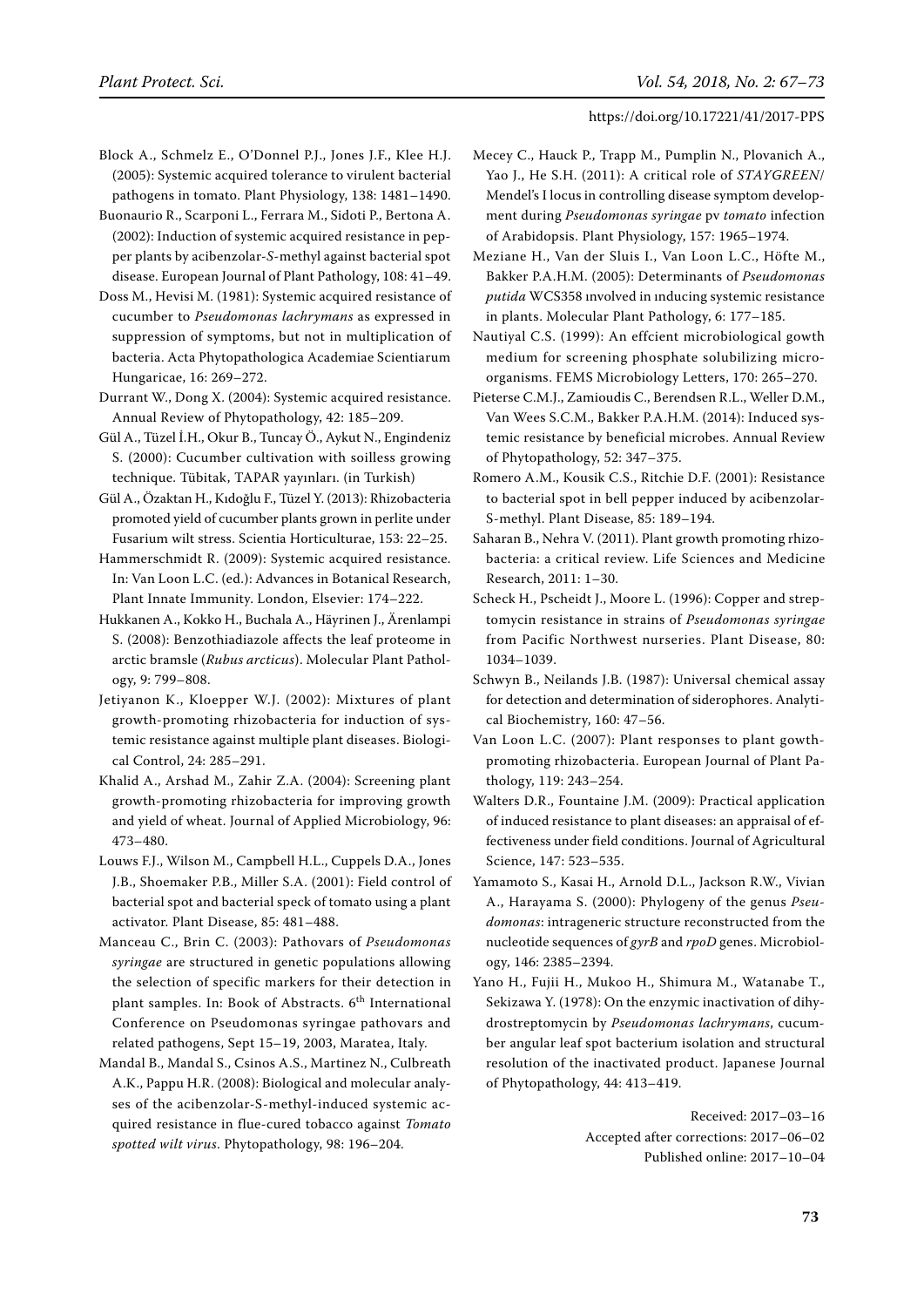Block A., Schmelz E., O'Donnel P.J., Jones J.F., Klee H.J. (2005): Systemic acquired tolerance to virulent bacterial pathogens in tomato. Plant Physiology, 138: 1481–1490.

Buonaurio R., Scarponi L., Ferrara M., Sidoti P., Bertona A. (2002): Induction of systemic acquired resistance in pepper plants by acibenzolar-*S*-methyl against bacterial spot disease. European Journal of Plant Pathology, 108: 41–49.

Doss M., Hevisi M. (1981): Systemic acquired resistance of cucumber to *Pseudomonas lachrymans* as expressed in suppression of symptoms, but not in multiplication of bacteria. Acta Phytopathologica Academiae Scientiarum Hungaricae, 16: 269–272.

Durrant W., Dong X. (2004): Systemic acquired resistance. Annual Review of Phytopathology, 42: 185–209.

Gül A., Tüzel İ.H., Okur B., Tuncay Ö., Aykut N., Engindeniz S. (2000): Cucumber cultivation with soilless growing technique. Tübitak, TAPAR yayınları. (in Turkish)

Gül A., Özaktan H., Kıdoğlu F., Tüzel Y. (2013): Rhizobacteria promoted yield of cucumber plants grown in perlite under Fusarium wilt stress. Scientia Horticulturae, 153: 22–25.

Hammerschmidt R. (2009): Systemic acquired resistance. In: Van Loon L.C. (ed.): Advances in Botanical Research, Plant Innate Immunity. London, Elsevier: 174–222.

Hukkanen A., Kokko H., Buchala A., Häyrinen J., Ärenlampi S. (2008): Benzothiadiazole affects the leaf proteome in arctic bramsle (*Rubus arcticus*). Molecular Plant Pathology, 9: 799–808.

Jetiyanon K., Kloepper W.J. (2002): Mixtures of plant growth-promoting rhizobacteria for induction of systemic resistance against multiple plant diseases. Biological Control, 24: 285–291.

Khalid A., Arshad M., Zahir Z.A. (2004): Screening plant growth-promoting rhizobacteria for improving growth and yield of wheat. Journal of Applied Microbiology, 96: 473–480.

Louws F.J., Wilson M., Campbell H.L., Cuppels D.A., Jones J.B., Shoemaker P.B., Miller S.A. (2001): Field control of bacterial spot and bacterial speck of tomato using a plant activator. Plant Disease, 85: 481–488.

Manceau C., Brin C. (2003): Pathovars of *Pseudomonas syringae* are structured in genetic populations allowing the selection of specific markers for their detection in plant samples. In: Book of Abstracts. 6th International Conference on Pseudomonas syringae pathovars and related pathogens, Sept 15–19, 2003, Maratea, Italy.

Mandal B., Mandal S., Csinos A.S., Martinez N., Culbreath A.K., Pappu H.R. (2008): Biological and molecular analyses of the acibenzolar-S-methyl-induced systemic acquired resistance in flue-cured tobacco against *Tomato spotted wilt virus*. Phytopathology, 98: 196–204.

Mecey C., Hauck P., Trapp M., Pumplin N., Plovanich A., Yao J., He S.H. (2011): A critical role of *STAYGREEN*/ Mendel's I locus in controlling disease symptom development during *Pseudomonas syringae* pv *tomato* infection of Arabidopsis. Plant Physiology, 157: 1965–1974.

Meziane H., Van der Sluis I., Van Loon L.C., Höfte M., Bakker P.A.H.M. (2005): Determinants of *Pseudomonas putida* WCS358 ınvolved in ınducing systemic resistance in plants. Molecular Plant Pathology, 6: 177–185.

Nautiyal C.S. (1999): An effcient microbiological gowth medium for screening phosphate solubilizing microorganisms. FEMS Microbiology Letters, 170: 265–270.

Pieterse C.M.J., Zamioudis C., Berendsen R.L., Weller D.M., Van Wees S.C.M., Bakker P.A.H.M. (2014): Induced systemic resistance by beneficial microbes. Annual Review of Phytopathology, 52: 347–375.

Romero A.M., Kousik C.S., Ritchie D.F. (2001): Resistance to bacterial spot in bell pepper induced by acibenzolar-S-methyl. Plant Disease, 85: 189–194.

Saharan B., Nehra V. (2011). Plant growth promoting rhizobacteria: a critical review. Life Sciences and Medicine Research, 2011: 1–30.

Scheck H., Pscheidt J., Moore L. (1996): Copper and streptomycin resistance in strains of *Pseudomonas syringae* from Pacific Northwest nurseries. Plant Disease, 80: 1034–1039.

Schwyn B., Neilands J.B. (1987): Universal chemical assay for detection and determination of siderophores. Analytical Biochemistry, 160: 47–56.

Van Loon L.C. (2007): Plant responses to plant gowth-promoting rhizobacteria. European Journal of Plant Pathology, 119: 243–254.

Walters D.R., Fountaine J.M. (2009): Practical application of induced resistance to plant diseases: an appraisal of effectiveness under field conditions. Journal of Agricultural Science, 147: 523–535.

Yamamoto S., Kasai H., Arnold D.L., Jackson R.W., Vivian A., Harayama S. (2000): Phylogeny of the genus *Pseudomonas*: intrageneric structure reconstructed from the nucleotide sequences of *gyrB* and *rpoD* genes. Microbiology, 146: 2385–2394.

Yano H., Fujii H., Mukoo H., Shimura M., Watanabe T., Sekizawa Y. (1978): On the enzymic inactivation of dihydrostreptomycin by *Pseudomonas lachrymans*, cucumber angular leaf spot bacterium isolation and structural resolution of the inactivated product. Japanese Journal of Phytopathology, 44: 413–419.

Received: 2017–03–16
Accepted after corrections: 2017–06–02
Published online: 2017–10–04